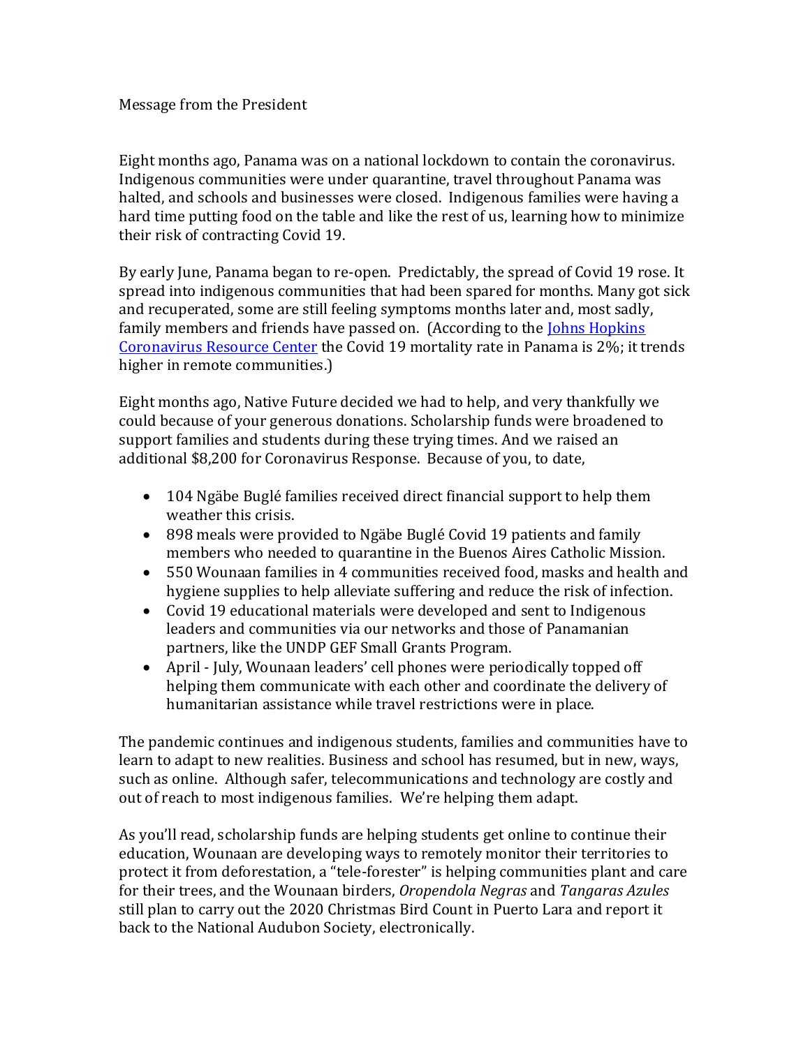Message from the President

Eight months ago, Panama was on a national lockdown to contain the coronavirus. Indigenous communities were under quarantine, travel throughout Panama was halted, and schools and businesses were closed. Indigenous families were having a hard time putting food on the table and like the rest of us, learning how to minimize their risk of contracting Covid 19.

By early June, Panama began to re-open. Predictably, the spread of Covid 19 rose. It spread into indigenous communities that had been spared for months. Many got sick and recuperated, some are still feeling symptoms months later and, most sadly, family members and friends have passed on. (According to the [Johns Hopkins Coronavirus Resource Center] the Covid 19 mortality rate in Panama is 2%; it trends higher in remote communities.)

Eight months ago, Native Future decided we had to help, and very thankfully we could because of your generous donations. Scholarship funds were broadened to support families and students during these trying times. And we raised an additional $8,200 for Coronavirus Response. Because of you, to date,

- 104 Ngäbe Buglé families received direct financial support to help them weather this crisis.
- 898 meals were provided to Ngäbe Buglé Covid 19 patients and family members who needed to quarantine in the Buenos Aires Catholic Mission.
- 550 Wounaan families in 4 communities received food, masks and health and hygiene supplies to help alleviate suffering and reduce the risk of infection.
- Covid 19 educational materials were developed and sent to Indigenous leaders and communities via our networks and those of Panamanian partners, like the UNDP GEF Small Grants Program.
- April - July, Wounaan leaders' cell phones were periodically topped off helping them communicate with each other and coordinate the delivery of humanitarian assistance while travel restrictions were in place.

The pandemic continues and indigenous students, families and communities have to learn to adapt to new realities. Business and school has resumed, but in new, ways, such as online. Although safer, telecommunications and technology are costly and out of reach to most indigenous families. We're helping them adapt.

As you'll read, scholarship funds are helping students get online to continue their education, Wounaan are developing ways to remotely monitor their territories to protect it from deforestation, a "tele-forester" is helping communities plant and care for their trees, and the Wounaan birders, *Oropendola Negras* and *Tangaras Azules* still plan to carry out the 2020 Christmas Bird Count in Puerto Lara and report it back to the National Audubon Society, electronically.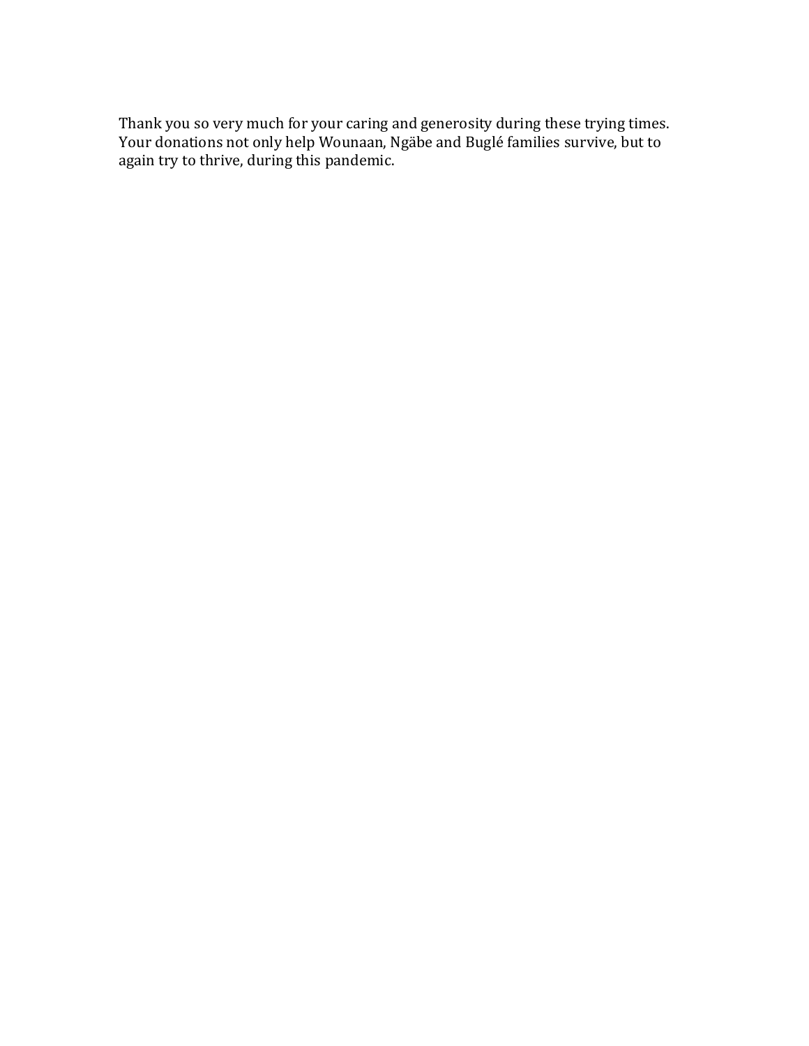Thank you so very much for your caring and generosity during these trying times. Your donations not only help Wounaan, Ngäbe and Buglé families survive, but to again try to thrive, during this pandemic.